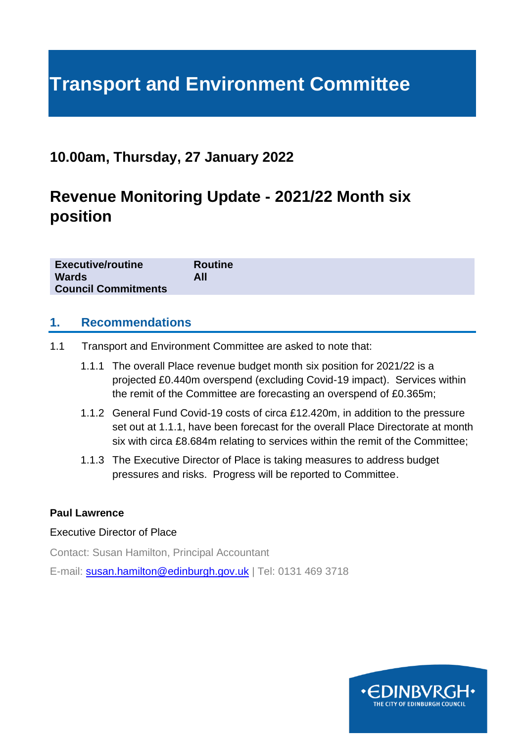# Transport and Environment Committee

## 10.00am, Thursday, 27 January 2022

## Revenue Monitoring Update - 2021/22 Month six position

| | |
|---|---|
| **Executive/routine** | **Routine** |
| **Wards** | **All** |
| **Council Commitments** | |

## 1. Recommendations

1.1 Transport and Environment Committee are asked to note that:

1.1.1 The overall Place revenue budget month six position for 2021/22 is a projected £0.440m overspend (excluding Covid-19 impact). Services within the remit of the Committee are forecasting an overspend of £0.365m;

1.1.2 General Fund Covid-19 costs of circa £12.420m, in addition to the pressure set out at 1.1.1, have been forecast for the overall Place Directorate at month six with circa £8.684m relating to services within the remit of the Committee;

1.1.3 The Executive Director of Place is taking measures to address budget pressures and risks. Progress will be reported to Committee.

**Paul Lawrence**

Executive Director of Place

Contact: Susan Hamilton, Principal Accountant

E-mail: susan.hamilton@edinburgh.gov.uk | Tel: 0131 469 3718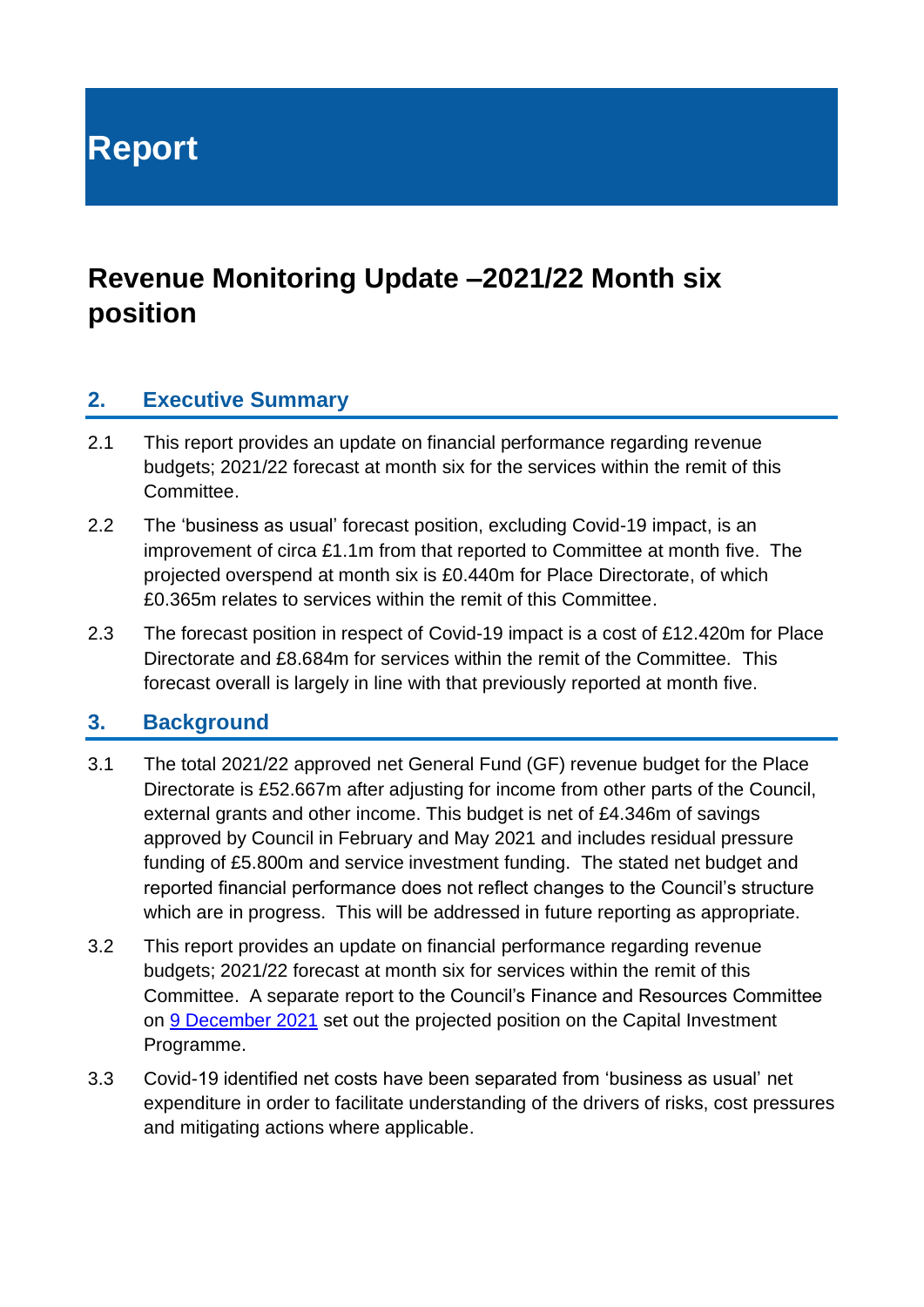# Report

## Revenue Monitoring Update –2021/22 Month six position

### 2. Executive Summary

2.1 This report provides an update on financial performance regarding revenue budgets; 2021/22 forecast at month six for the services within the remit of this Committee.

2.2 The 'business as usual' forecast position, excluding Covid-19 impact, is an improvement of circa £1.1m from that reported to Committee at month five. The projected overspend at month six is £0.440m for Place Directorate, of which £0.365m relates to services within the remit of this Committee.

2.3 The forecast position in respect of Covid-19 impact is a cost of £12.420m for Place Directorate and £8.684m for services within the remit of the Committee. This forecast overall is largely in line with that previously reported at month five.

### 3. Background

3.1 The total 2021/22 approved net General Fund (GF) revenue budget for the Place Directorate is £52.667m after adjusting for income from other parts of the Council, external grants and other income. This budget is net of £4.346m of savings approved by Council in February and May 2021 and includes residual pressure funding of £5.800m and service investment funding. The stated net budget and reported financial performance does not reflect changes to the Council's structure which are in progress. This will be addressed in future reporting as appropriate.

3.2 This report provides an update on financial performance regarding revenue budgets; 2021/22 forecast at month six for services within the remit of this Committee. A separate report to the Council's Finance and Resources Committee on 9 December 2021 set out the projected position on the Capital Investment Programme.

3.3 Covid-19 identified net costs have been separated from 'business as usual' net expenditure in order to facilitate understanding of the drivers of risks, cost pressures and mitigating actions where applicable.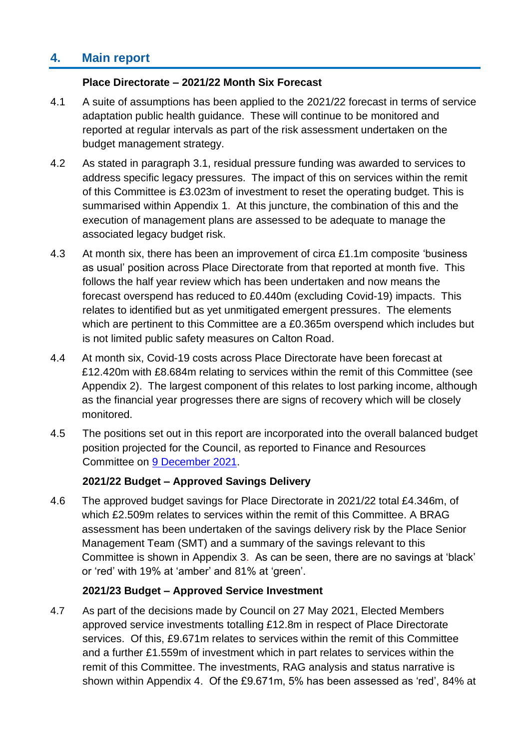## 4. Main report

**Place Directorate – 2021/22 Month Six Forecast**

4.1 A suite of assumptions has been applied to the 2021/22 forecast in terms of service adaptation public health guidance. These will continue to be monitored and reported at regular intervals as part of the risk assessment undertaken on the budget management strategy.

4.2 As stated in paragraph 3.1, residual pressure funding was awarded to services to address specific legacy pressures. The impact of this on services within the remit of this Committee is £3.023m of investment to reset the operating budget. This is summarised within Appendix 1. At this juncture, the combination of this and the execution of management plans are assessed to be adequate to manage the associated legacy budget risk.

4.3 At month six, there has been an improvement of circa £1.1m composite 'business as usual' position across Place Directorate from that reported at month five. This follows the half year review which has been undertaken and now means the forecast overspend has reduced to £0.440m (excluding Covid-19) impacts. This relates to identified but as yet unmitigated emergent pressures. The elements which are pertinent to this Committee are a £0.365m overspend which includes but is not limited public safety measures on Calton Road.

4.4 At month six, Covid-19 costs across Place Directorate have been forecast at £12.420m with £8.684m relating to services within the remit of this Committee (see Appendix 2). The largest component of this relates to lost parking income, although as the financial year progresses there are signs of recovery which will be closely monitored.

4.5 The positions set out in this report are incorporated into the overall balanced budget position projected for the Council, as reported to Finance and Resources Committee on 9 December 2021.

**2021/22 Budget – Approved Savings Delivery**

4.6 The approved budget savings for Place Directorate in 2021/22 total £4.346m, of which £2.509m relates to services within the remit of this Committee. A BRAG assessment has been undertaken of the savings delivery risk by the Place Senior Management Team (SMT) and a summary of the savings relevant to this Committee is shown in Appendix 3. As can be seen, there are no savings at 'black' or 'red' with 19% at 'amber' and 81% at 'green'.

**2021/23 Budget – Approved Service Investment**

4.7 As part of the decisions made by Council on 27 May 2021, Elected Members approved service investments totalling £12.8m in respect of Place Directorate services. Of this, £9.671m relates to services within the remit of this Committee and a further £1.559m of investment which in part relates to services within the remit of this Committee. The investments, RAG analysis and status narrative is shown within Appendix 4. Of the £9.671m, 5% has been assessed as 'red', 84% at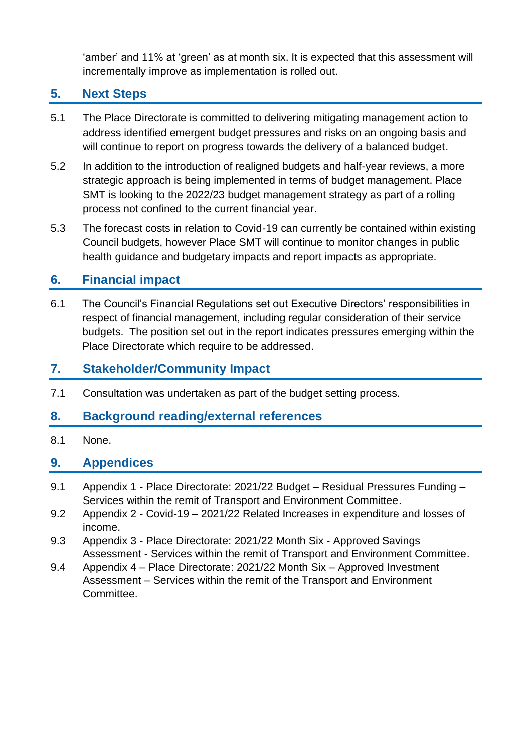'amber' and 11% at 'green' as at month six. It is expected that this assessment will incrementally improve as implementation is rolled out.

## 5. Next Steps

5.1 The Place Directorate is committed to delivering mitigating management action to address identified emergent budget pressures and risks on an ongoing basis and will continue to report on progress towards the delivery of a balanced budget.

5.2 In addition to the introduction of realigned budgets and half-year reviews, a more strategic approach is being implemented in terms of budget management. Place SMT is looking to the 2022/23 budget management strategy as part of a rolling process not confined to the current financial year.

5.3 The forecast costs in relation to Covid-19 can currently be contained within existing Council budgets, however Place SMT will continue to monitor changes in public health guidance and budgetary impacts and report impacts as appropriate.

## 6. Financial impact

6.1 The Council's Financial Regulations set out Executive Directors' responsibilities in respect of financial management, including regular consideration of their service budgets. The position set out in the report indicates pressures emerging within the Place Directorate which require to be addressed.

## 7. Stakeholder/Community Impact

7.1 Consultation was undertaken as part of the budget setting process.

## 8. Background reading/external references

8.1 None.

## 9. Appendices

9.1 Appendix 1 - Place Directorate: 2021/22 Budget – Residual Pressures Funding – Services within the remit of Transport and Environment Committee.

9.2 Appendix 2 - Covid-19 – 2021/22 Related Increases in expenditure and losses of income.

9.3 Appendix 3 - Place Directorate: 2021/22 Month Six - Approved Savings Assessment - Services within the remit of Transport and Environment Committee.

9.4 Appendix 4 – Place Directorate: 2021/22 Month Six – Approved Investment Assessment – Services within the remit of the Transport and Environment Committee.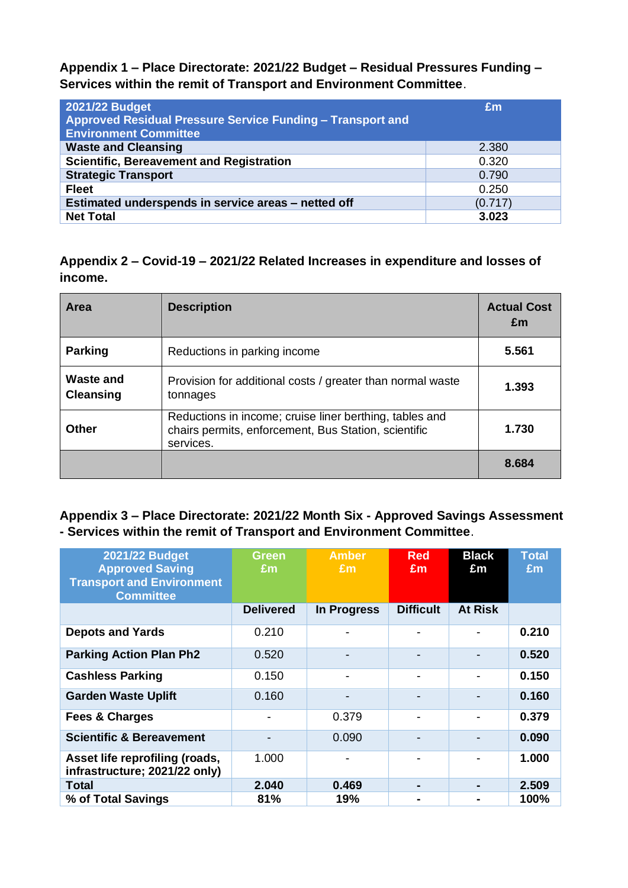**Appendix 1 – Place Directorate: 2021/22 Budget – Residual Pressures Funding – Services within the remit of Transport and Environment Committee.**

| 2021/22 Budget<br>Approved Residual Pressure Service Funding – Transport and Environment Committee | £m |
|---|---|
| **Waste and Cleansing** | 2.380 |
| **Scientific, Bereavement and Registration** | 0.320 |
| **Strategic Transport** | 0.790 |
| **Fleet** | 0.250 |
| **Estimated underspends in service areas – netted off** | (0.717) |
| **Net Total** | **3.023** |

**Appendix 2 – Covid-19 – 2021/22 Related Increases in expenditure and losses of income.**

| Area | Description | Actual Cost £m |
|---|---|---|
| **Parking** | Reductions in parking income | **5.561** |
| **Waste and Cleansing** | Provision for additional costs / greater than normal waste tonnages | **1.393** |
| **Other** | Reductions in income; cruise liner berthing, tables and chairs permits, enforcement, Bus Station, scientific services. | **1.730** |
| | | **8.684** |

**Appendix 3 – Place Directorate: 2021/22 Month Six - Approved Savings Assessment - Services within the remit of Transport and Environment Committee.**

| 2021/22 Budget Approved Saving Transport and Environment Committee | Green £m | Amber £m | Red £m | Black £m | Total £m |
|---|---|---|---|---|---|
| | **Delivered** | **In Progress** | **Difficult** | **At Risk** | |
| **Depots and Yards** | 0.210 | - | - | - | **0.210** |
| **Parking Action Plan Ph2** | 0.520 | - | - | - | **0.520** |
| **Cashless Parking** | 0.150 | - | - | - | **0.150** |
| **Garden Waste Uplift** | 0.160 | - | - | - | **0.160** |
| **Fees & Charges** | - | 0.379 | - | - | **0.379** |
| **Scientific & Bereavement** | - | 0.090 | - | - | **0.090** |
| **Asset life reprofiling (roads, infrastructure; 2021/22 only)** | 1.000 | - | - | - | **1.000** |
| **Total** | **2.040** | **0.469** | **-** | **-** | **2.509** |
| **% of Total Savings** | **81%** | **19%** | **-** | **-** | **100%** |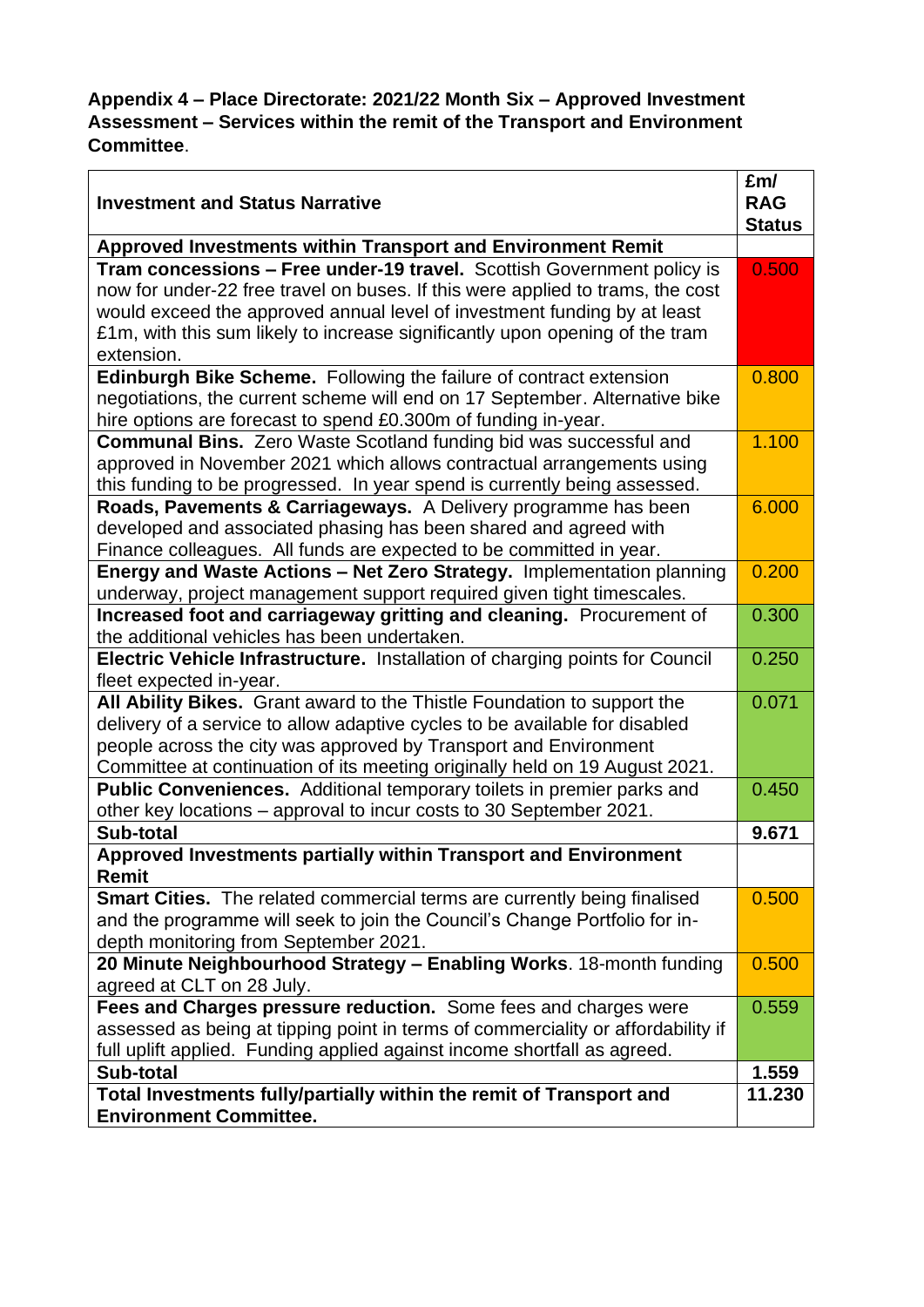**Appendix 4 – Place Directorate: 2021/22 Month Six – Approved Investment Assessment – Services within the remit of the Transport and Environment Committee**.

| Investment and Status Narrative | £m/ RAG Status |
|---|---|
| **Approved Investments within Transport and Environment Remit** | |
| **Tram concessions – Free under-19 travel.** Scottish Government policy is now for under-22 free travel on buses. If this were applied to trams, the cost would exceed the approved annual level of investment funding by at least £1m, with this sum likely to increase significantly upon opening of the tram extension. | 0.500 |
| **Edinburgh Bike Scheme.** Following the failure of contract extension negotiations, the current scheme will end on 17 September. Alternative bike hire options are forecast to spend £0.300m of funding in-year. | 0.800 |
| **Communal Bins.** Zero Waste Scotland funding bid was successful and approved in November 2021 which allows contractual arrangements using this funding to be progressed. In year spend is currently being assessed. | 1.100 |
| **Roads, Pavements & Carriageways.** A Delivery programme has been developed and associated phasing has been shared and agreed with Finance colleagues. All funds are expected to be committed in year. | 6.000 |
| **Energy and Waste Actions – Net Zero Strategy.** Implementation planning underway, project management support required given tight timescales. | 0.200 |
| **Increased foot and carriageway gritting and cleaning.** Procurement of the additional vehicles has been undertaken. | 0.300 |
| **Electric Vehicle Infrastructure.** Installation of charging points for Council fleet expected in-year. | 0.250 |
| **All Ability Bikes.** Grant award to the Thistle Foundation to support the delivery of a service to allow adaptive cycles to be available for disabled people across the city was approved by Transport and Environment Committee at continuation of its meeting originally held on 19 August 2021. | 0.071 |
| **Public Conveniences.** Additional temporary toilets in premier parks and other key locations – approval to incur costs to 30 September 2021. | 0.450 |
| **Sub-total** | **9.671** |
| **Approved Investments partially within Transport and Environment Remit** | |
| **Smart Cities.** The related commercial terms are currently being finalised and the programme will seek to join the Council's Change Portfolio for in-depth monitoring from September 2021. | 0.500 |
| **20 Minute Neighbourhood Strategy – Enabling Works**. 18-month funding agreed at CLT on 28 July. | 0.500 |
| **Fees and Charges pressure reduction.** Some fees and charges were assessed as being at tipping point in terms of commerciality or affordability if full uplift applied. Funding applied against income shortfall as agreed. | 0.559 |
| **Sub-total** | **1.559** |
| **Total Investments fully/partially within the remit of Transport and Environment Committee.** | **11.230** |